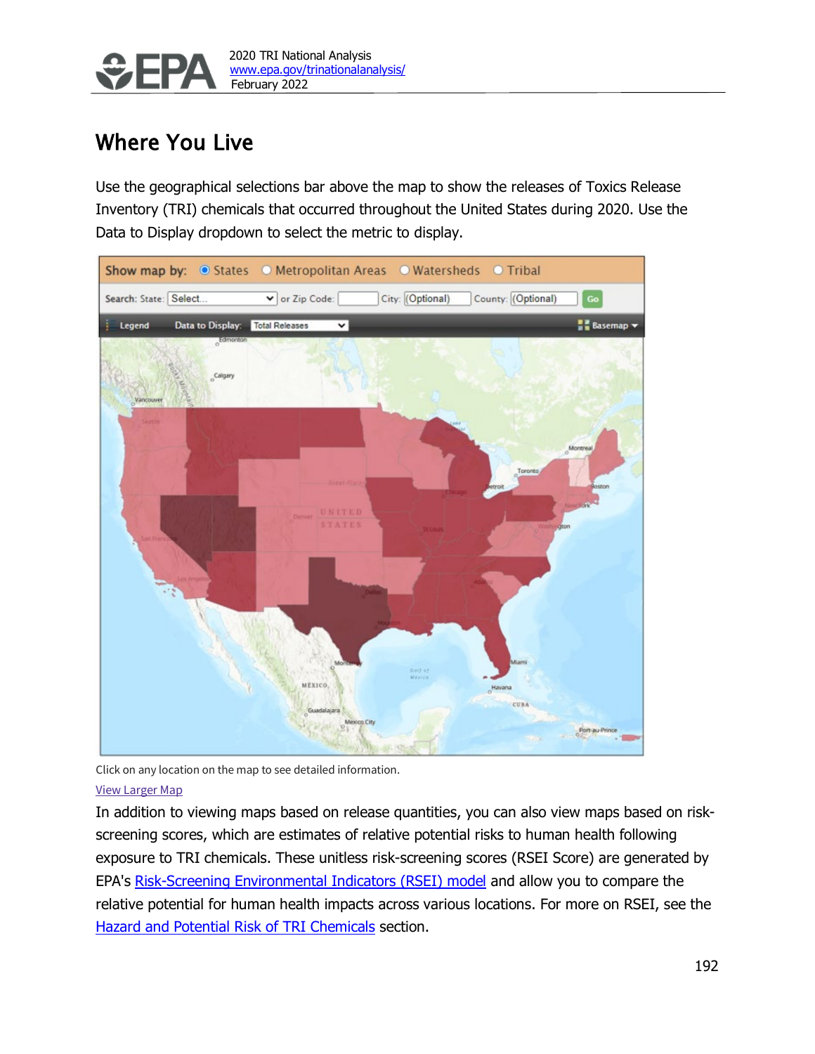# Where You Live

Use the geographical selections bar above the map to show the releases of Toxics Release Inventory (TRI) chemicals that occurred throughout the United States during 2020. Use the Data to Display dropdown to select the metric to display.

Click on any location on the map to see detailed information.

[View Larger Map]

In addition to viewing maps based on release quantities, you can also view maps based on risk-screening scores, which are estimates of relative potential risks to human health following exposure to TRI chemicals. These unitless risk-screening scores (RSEI Score) are generated by EPA's Risk-Screening Environmental Indicators (RSEI) model and allow you to compare the relative potential for human health impacts across various locations. For more on RSEI, see the Hazard and Potential Risk of TRI Chemicals section.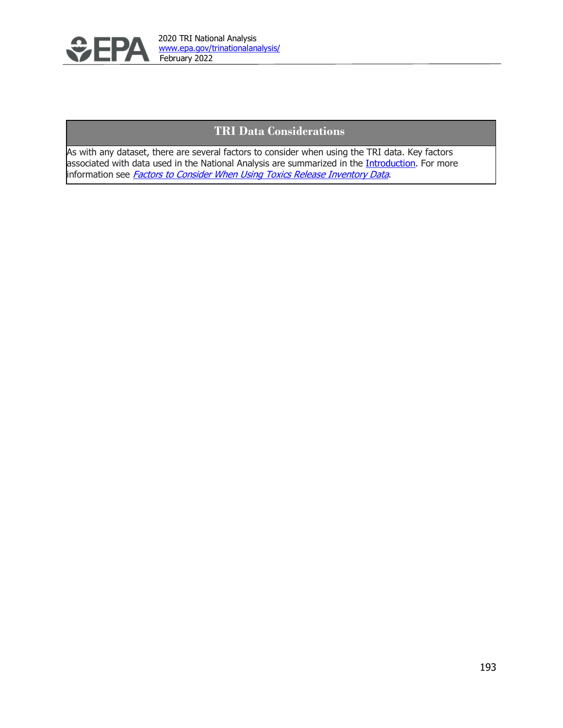## TRI Data Considerations

As with any dataset, there are several factors to consider when using the TRI data. Key factors associated with data used in the National Analysis are summarized in the Introduction. For more information see *Factors to Consider When Using Toxics Release Inventory Data*.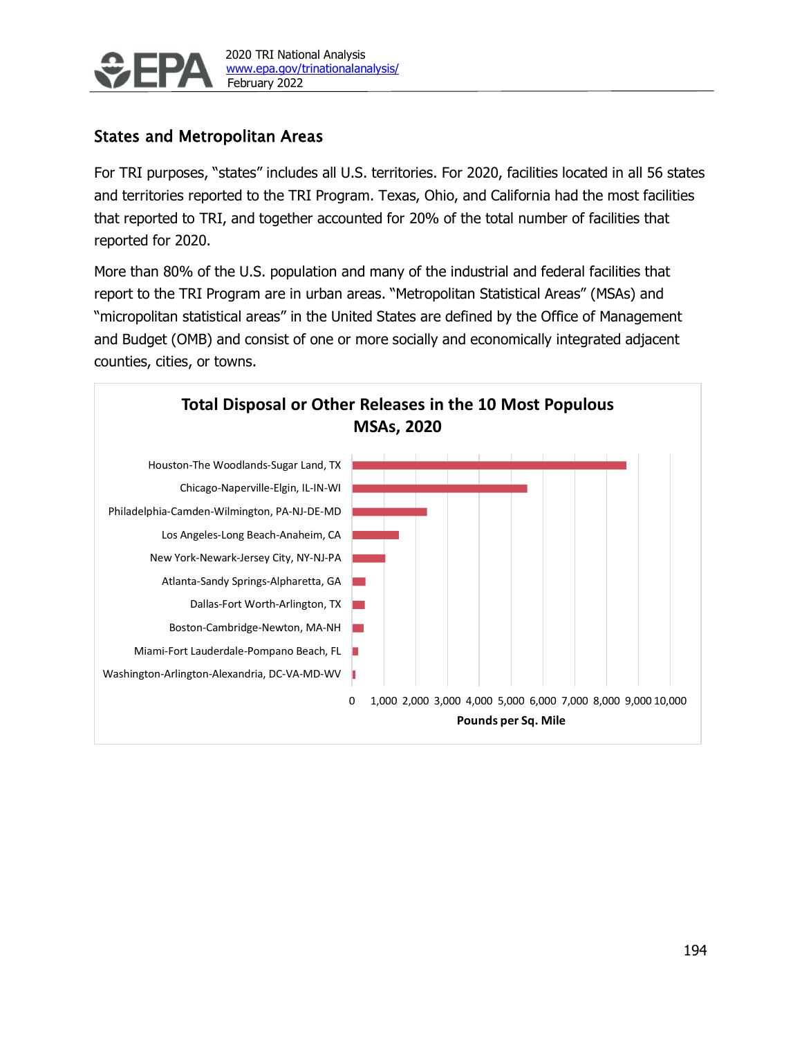## States and Metropolitan Areas

For TRI purposes, "states" includes all U.S. territories. For 2020, facilities located in all 56 states and territories reported to the TRI Program. Texas, Ohio, and California had the most facilities that reported to TRI, and together accounted for 20% of the total number of facilities that reported for 2020.

More than 80% of the U.S. population and many of the industrial and federal facilities that report to the TRI Program are in urban areas. "Metropolitan Statistical Areas" (MSAs) and "micropolitan statistical areas" in the United States are defined by the Office of Management and Budget (OMB) and consist of one or more socially and economically integrated adjacent counties, cities, or towns.

**Total Disposal or Other Releases in the 10 Most Populous MSAs, 2020**

Houston-The Woodlands-Sugar Land, TX
Chicago-Naperville-Elgin, IL-IN-WI
Philadelphia-Camden-Wilmington, PA-NJ-DE-MD
Los Angeles-Long Beach-Anaheim, CA
New York-Newark-Jersey City, NY-NJ-PA
Atlanta-Sandy Springs-Alpharetta, GA
Dallas-Fort Worth-Arlington, TX
Boston-Cambridge-Newton, MA-NH
Miami-Fort Lauderdale-Pompano Beach, FL
Washington-Arlington-Alexandria, DC-VA-MD-WV

0 1,000 2,000 3,000 4,000 5,000 6,000 7,000 8,000 9,000 10,000

Pounds per Sq. Mile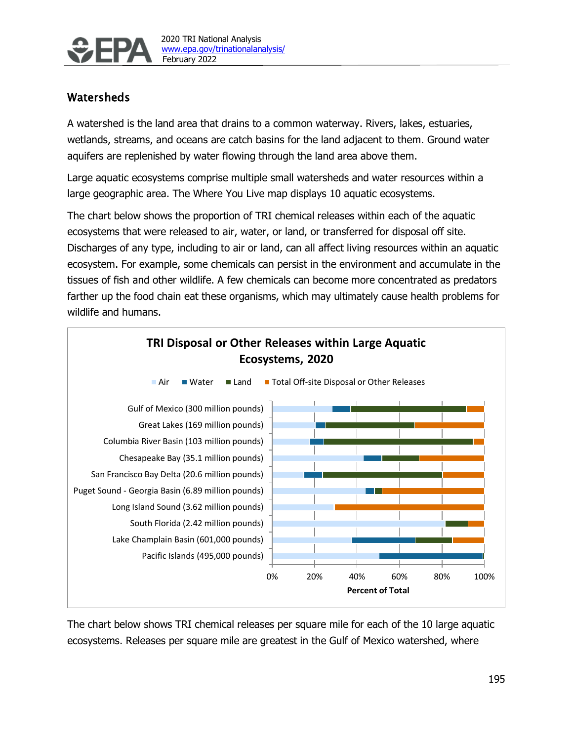## Watersheds

A watershed is the land area that drains to a common waterway. Rivers, lakes, estuaries, wetlands, streams, and oceans are catch basins for the land adjacent to them. Ground water aquifers are replenished by water flowing through the land area above them.

Large aquatic ecosystems comprise multiple small watersheds and water resources within a large geographic area. The Where You Live map displays 10 aquatic ecosystems.

The chart below shows the proportion of TRI chemical releases within each of the aquatic ecosystems that were released to air, water, or land, or transferred for disposal off site. Discharges of any type, including to air or land, can all affect living resources within an aquatic ecosystem. For example, some chemicals can persist in the environment and accumulate in the tissues of fish and other wildlife. A few chemicals can become more concentrated as predators farther up the food chain eat these organisms, which may ultimately cause health problems for wildlife and humans.

**TRI Disposal or Other Releases within Large Aquatic Ecosystems, 2020**

Legend: Air, Water, Land, Total Off-site Disposal or Other Releases

- Gulf of Mexico (300 million pounds)
- Great Lakes (169 million pounds)
- Columbia River Basin (103 million pounds)
- Chesapeake Bay (35.1 million pounds)
- San Francisco Bay Delta (20.6 million pounds)
- Puget Sound - Georgia Basin (6.89 million pounds)
- Long Island Sound (3.62 million pounds)
- South Florida (2.42 million pounds)
- Lake Champlain Basin (601,000 pounds)
- Pacific Islands (495,000 pounds)

Percent of Total (0%, 20%, 40%, 60%, 80%, 100%)

The chart below shows TRI chemical releases per square mile for each of the 10 large aquatic ecosystems. Releases per square mile are greatest in the Gulf of Mexico watershed, where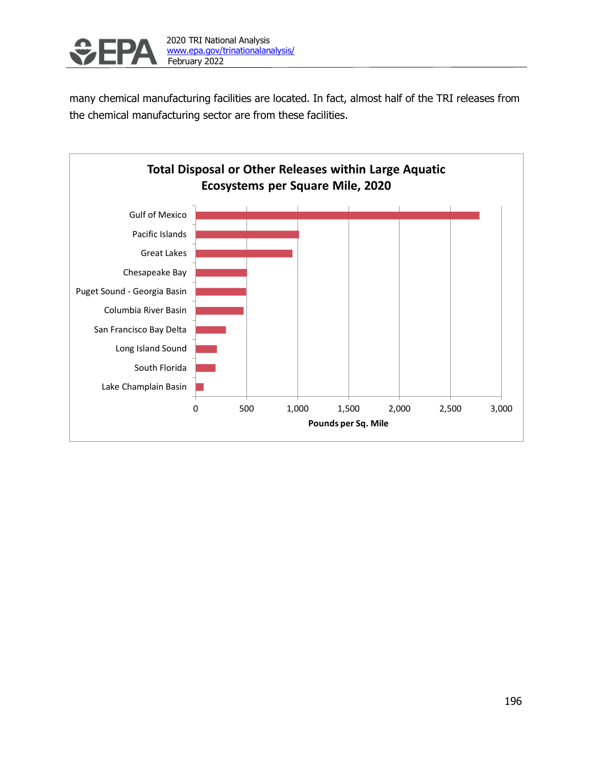many chemical manufacturing facilities are located. In fact, almost half of the TRI releases from the chemical manufacturing sector are from these facilities.

**Total Disposal or Other Releases within Large Aquatic Ecosystems per Square Mile, 2020**

| Large Aquatic Ecosystem | Pounds per Sq. Mile (approx.) |
|---|---|
| Gulf of Mexico | ~2,790 |
| Pacific Islands | ~1,010 |
| Great Lakes | ~950 |
| Chesapeake Bay | ~500 |
| Puget Sound - Georgia Basin | ~495 |
| Columbia River Basin | ~470 |
| San Francisco Bay Delta | ~300 |
| Long Island Sound | ~210 |
| South Florida | ~195 |
| Lake Champlain Basin | ~80 |

Pounds per Sq. Mile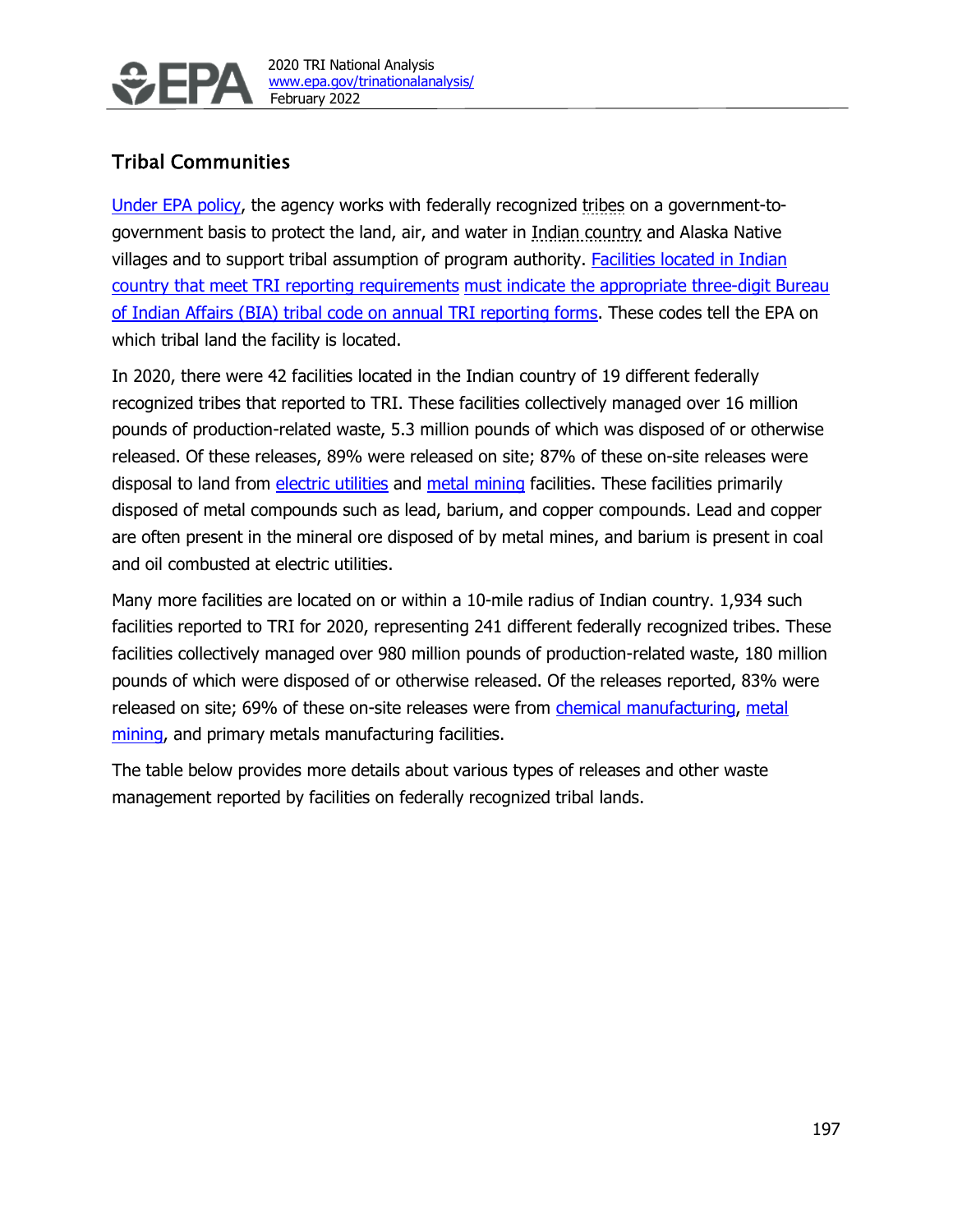## Tribal Communities

Under EPA policy, the agency works with federally recognized tribes on a government-to-government basis to protect the land, air, and water in Indian country and Alaska Native villages and to support tribal assumption of program authority. Facilities located in Indian country that meet TRI reporting requirements must indicate the appropriate three-digit Bureau of Indian Affairs (BIA) tribal code on annual TRI reporting forms. These codes tell the EPA on which tribal land the facility is located.

In 2020, there were 42 facilities located in the Indian country of 19 different federally recognized tribes that reported to TRI. These facilities collectively managed over 16 million pounds of production-related waste, 5.3 million pounds of which was disposed of or otherwise released. Of these releases, 89% were released on site; 87% of these on-site releases were disposal to land from electric utilities and metal mining facilities. These facilities primarily disposed of metal compounds such as lead, barium, and copper compounds. Lead and copper are often present in the mineral ore disposed of by metal mines, and barium is present in coal and oil combusted at electric utilities.

Many more facilities are located on or within a 10-mile radius of Indian country. 1,934 such facilities reported to TRI for 2020, representing 241 different federally recognized tribes. These facilities collectively managed over 980 million pounds of production-related waste, 180 million pounds of which were disposed of or otherwise released. Of the releases reported, 83% were released on site; 69% of these on-site releases were from chemical manufacturing, metal mining, and primary metals manufacturing facilities.

The table below provides more details about various types of releases and other waste management reported by facilities on federally recognized tribal lands.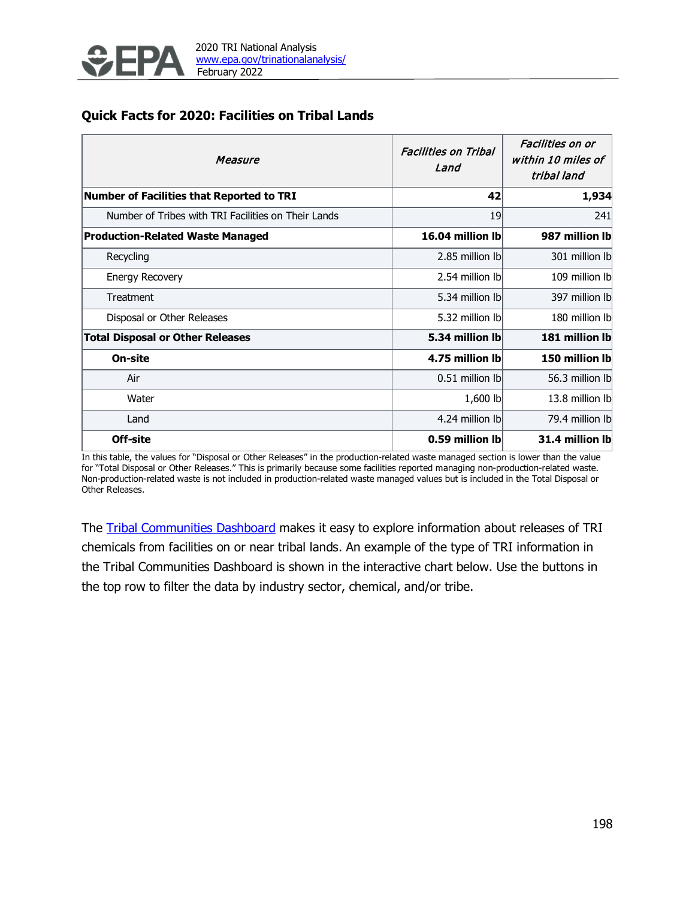### Quick Facts for 2020: Facilities on Tribal Lands

| *Measure* | *Facilities on Tribal Land* | *Facilities on or within 10 miles of tribal land* |
|---|---|---|
| **Number of Facilities that Reported to TRI** | **42** | **1,934** |
| Number of Tribes with TRI Facilities on Their Lands | 19 | 241 |
| **Production-Related Waste Managed** | **16.04 million lb** | **987 million lb** |
| Recycling | 2.85 million lb | 301 million lb |
| Energy Recovery | 2.54 million lb | 109 million lb |
| Treatment | 5.34 million lb | 397 million lb |
| Disposal or Other Releases | 5.32 million lb | 180 million lb |
| **Total Disposal or Other Releases** | **5.34 million lb** | **181 million lb** |
| **On-site** | **4.75 million lb** | **150 million lb** |
| Air | 0.51 million lb | 56.3 million lb |
| Water | 1,600 lb | 13.8 million lb |
| Land | 4.24 million lb | 79.4 million lb |
| **Off-site** | **0.59 million lb** | **31.4 million lb** |

In this table, the values for "Disposal or Other Releases" in the production-related waste managed section is lower than the value for "Total Disposal or Other Releases." This is primarily because some facilities reported managing non-production-related waste. Non-production-related waste is not included in production-related waste managed values but is included in the Total Disposal or Other Releases.

The Tribal Communities Dashboard makes it easy to explore information about releases of TRI chemicals from facilities on or near tribal lands. An example of the type of TRI information in the Tribal Communities Dashboard is shown in the interactive chart below. Use the buttons in the top row to filter the data by industry sector, chemical, and/or tribe.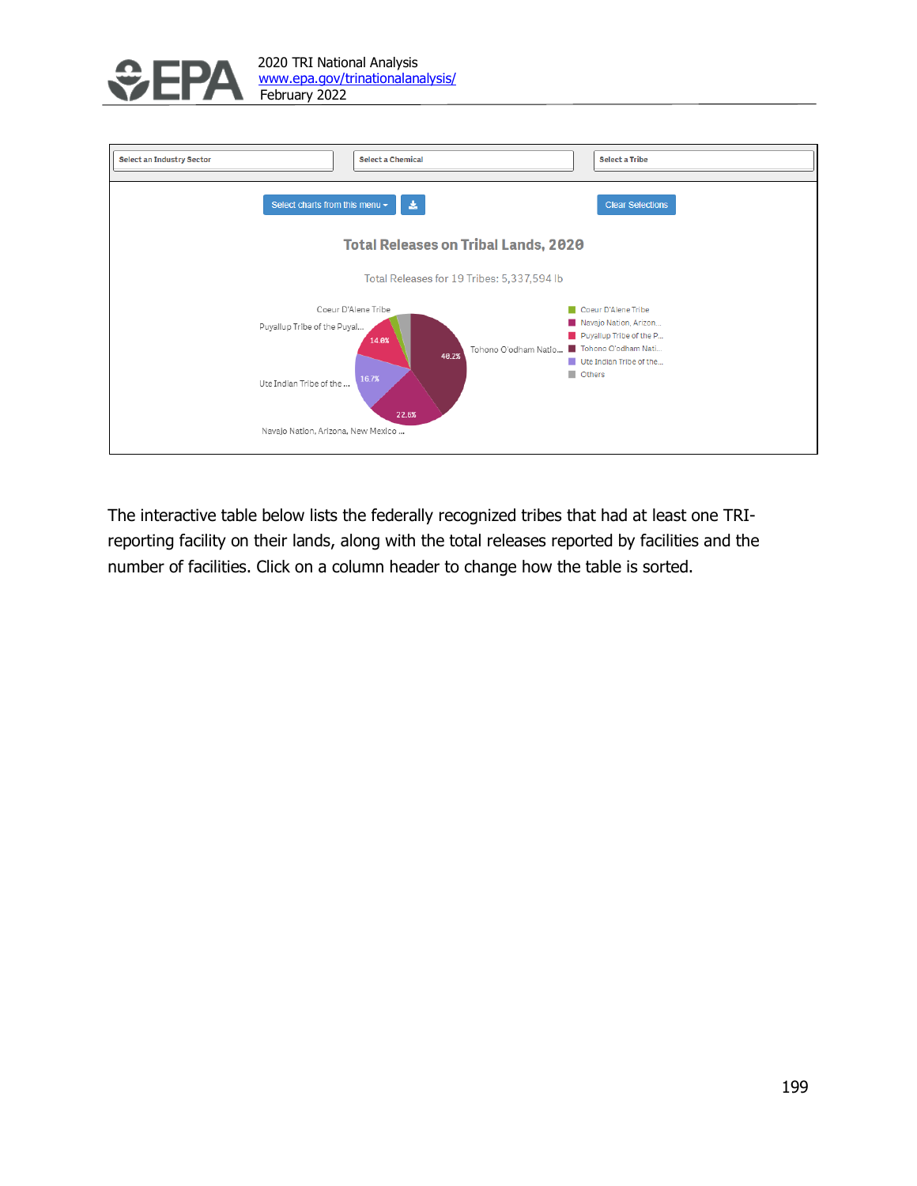Select an Industry Sector | Select a Chemical | Select a Tribe

Select charts from this menu | Clear Selections

**Total Releases on Tribal Lands, 2020**

Total Releases for 19 Tribes: 5,337,594 lb

Coeur D'Alene Tribe

Puyallup Tribe of the Puyal... 14.0%

Tohono O'odham Natio... 40.2%

Ute Indian Tribe of the ... 16.7%

Navajo Nation, Arizona, New Mexico ... 22.6%

- Coeur D'Alene Tribe
- Navajo Nation, Arizon...
- Puyallup Tribe of the P...
- Tohono O'odham Nati...
- Ute Indian Tribe of the...
- Others

The interactive table below lists the federally recognized tribes that had at least one TRI-reporting facility on their lands, along with the total releases reported by facilities and the number of facilities. Click on a column header to change how the table is sorted.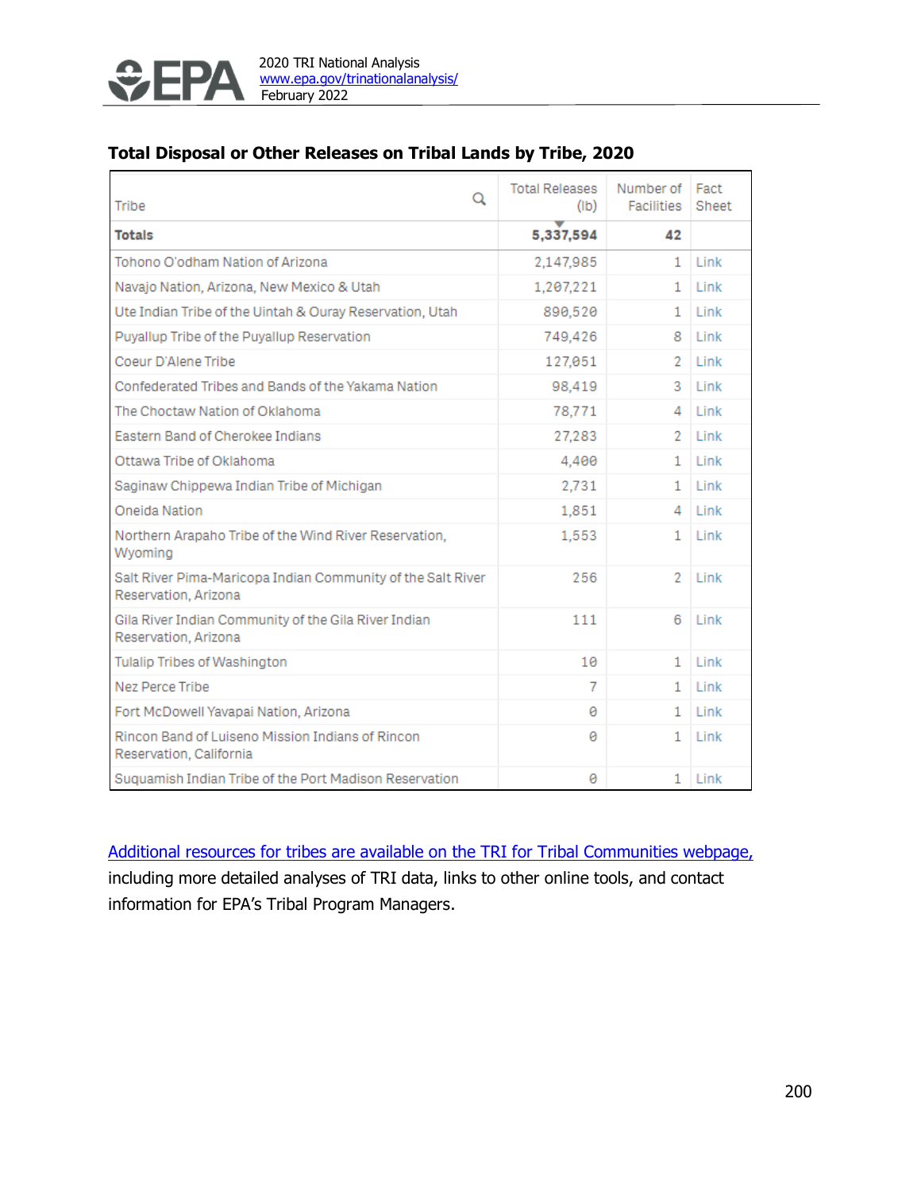### Total Disposal or Other Releases on Tribal Lands by Tribe, 2020

| Tribe | Total Releases (lb) | Number of Facilities | Fact Sheet |
|---|---|---|---|
| **Totals** | **5,337,594** | **42** | |
| Tohono O'odham Nation of Arizona | 2,147,985 | 1 | Link |
| Navajo Nation, Arizona, New Mexico & Utah | 1,207,221 | 1 | Link |
| Ute Indian Tribe of the Uintah & Ouray Reservation, Utah | 890,520 | 1 | Link |
| Puyallup Tribe of the Puyallup Reservation | 749,426 | 8 | Link |
| Coeur D'Alene Tribe | 127,051 | 2 | Link |
| Confederated Tribes and Bands of the Yakama Nation | 98,419 | 3 | Link |
| The Choctaw Nation of Oklahoma | 78,771 | 4 | Link |
| Eastern Band of Cherokee Indians | 27,283 | 2 | Link |
| Ottawa Tribe of Oklahoma | 4,400 | 1 | Link |
| Saginaw Chippewa Indian Tribe of Michigan | 2,731 | 1 | Link |
| Oneida Nation | 1,851 | 4 | Link |
| Northern Arapaho Tribe of the Wind River Reservation, Wyoming | 1,553 | 1 | Link |
| Salt River Pima-Maricopa Indian Community of the Salt River Reservation, Arizona | 256 | 2 | Link |
| Gila River Indian Community of the Gila River Indian Reservation, Arizona | 111 | 6 | Link |
| Tulalip Tribes of Washington | 10 | 1 | Link |
| Nez Perce Tribe | 7 | 1 | Link |
| Fort McDowell Yavapai Nation, Arizona | 0 | 1 | Link |
| Rincon Band of Luiseno Mission Indians of Rincon Reservation, California | 0 | 1 | Link |
| Suquamish Indian Tribe of the Port Madison Reservation | 0 | 1 | Link |

Additional resources for tribes are available on the TRI for Tribal Communities webpage, including more detailed analyses of TRI data, links to other online tools, and contact information for EPA's Tribal Program Managers.